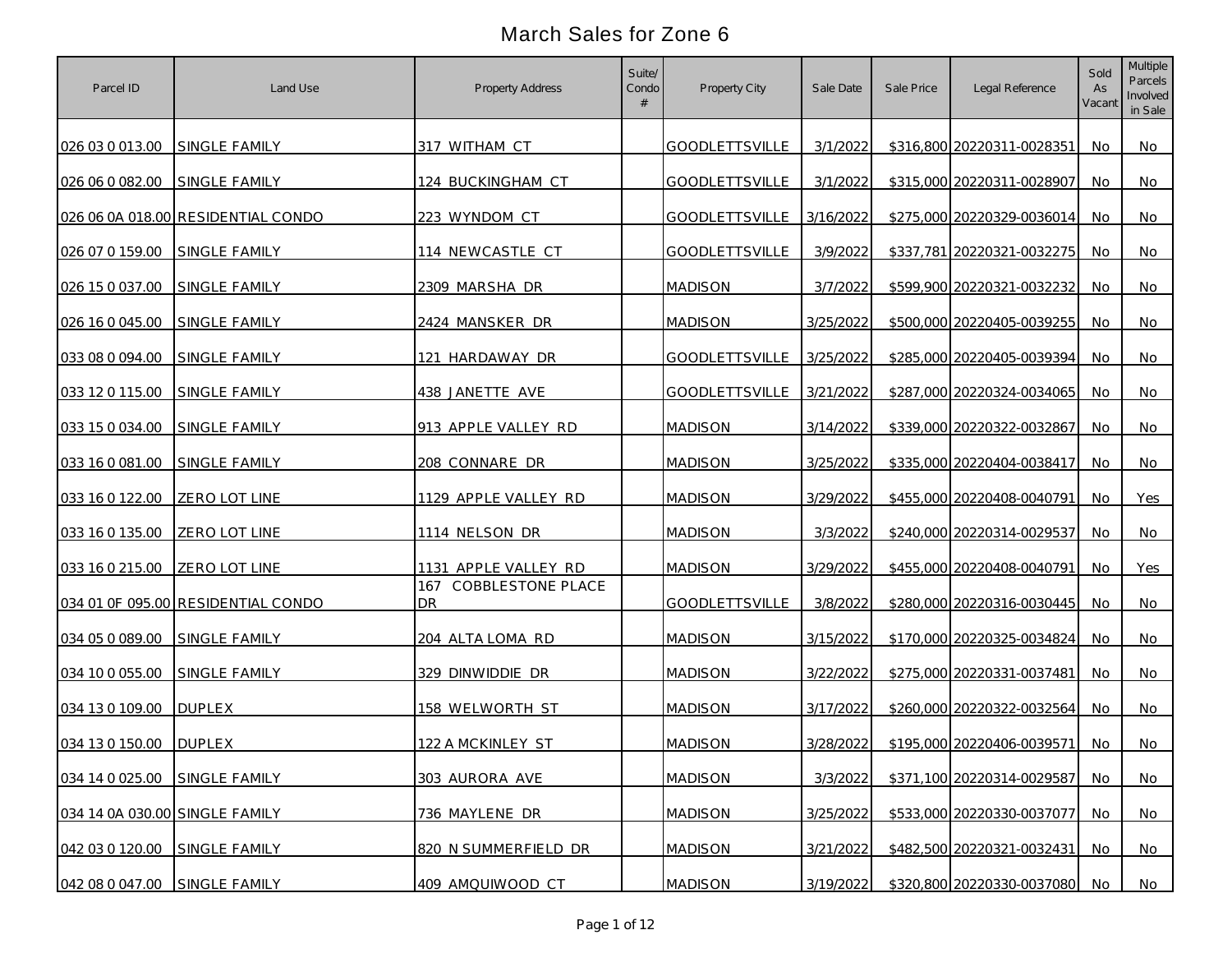# March Sales for Zone 6

| Parcel ID | Land Use | Property Address | Suite/ Condo # | Property City | Sale Date | Sale Price | Legal Reference | Sold As Vacant | Multiple Parcels Involved in Sale |
|---|---|---|---|---|---|---|---|---|---|
| 026 03 0 013.00 | SINGLE FAMILY | 317 WITHAM CT | | GOODLETTSVILLE | 3/1/2022 | $316,800 | 20220311-0028351 | No | No |
| 026 06 0 082.00 | SINGLE FAMILY | 124 BUCKINGHAM CT | | GOODLETTSVILLE | 3/1/2022 | $315,000 | 20220311-0028907 | No | No |
| 026 06 0A 018.00 | RESIDENTIAL CONDO | 223 WYNDOM CT | | GOODLETTSVILLE | 3/16/2022 | $275,000 | 20220329-0036014 | No | No |
| 026 07 0 159.00 | SINGLE FAMILY | 114 NEWCASTLE CT | | GOODLETTSVILLE | 3/9/2022 | $337,781 | 20220321-0032275 | No | No |
| 026 15 0 037.00 | SINGLE FAMILY | 2309 MARSHA DR | | MADISON | 3/7/2022 | $599,900 | 20220321-0032232 | No | No |
| 026 16 0 045.00 | SINGLE FAMILY | 2424 MANSKER DR | | MADISON | 3/25/2022 | $500,000 | 20220405-0039255 | No | No |
| 033 08 0 094.00 | SINGLE FAMILY | 121 HARDAWAY DR | | GOODLETTSVILLE | 3/25/2022 | $285,000 | 20220405-0039394 | No | No |
| 033 12 0 115.00 | SINGLE FAMILY | 438 JANETTE AVE | | GOODLETTSVILLE | 3/21/2022 | $287,000 | 20220324-0034065 | No | No |
| 033 15 0 034.00 | SINGLE FAMILY | 913 APPLE VALLEY RD | | MADISON | 3/14/2022 | $339,000 | 20220322-0032867 | No | No |
| 033 16 0 081.00 | SINGLE FAMILY | 208 CONNARE DR | | MADISON | 3/25/2022 | $335,000 | 20220404-0038417 | No | No |
| 033 16 0 122.00 | ZERO LOT LINE | 1129 APPLE VALLEY RD | | MADISON | 3/29/2022 | $455,000 | 20220408-0040791 | No | Yes |
| 033 16 0 135.00 | ZERO LOT LINE | 1114 NELSON DR | | MADISON | 3/3/2022 | $240,000 | 20220314-0029537 | No | No |
| 033 16 0 215.00 | ZERO LOT LINE | 1131 APPLE VALLEY RD | | MADISON | 3/29/2022 | $455,000 | 20220408-0040791 | No | Yes |
| 034 01 0F 095.00 | RESIDENTIAL CONDO | 167 COBBLESTONE PLACE DR | | GOODLETTSVILLE | 3/8/2022 | $280,000 | 20220316-0030445 | No | No |
| 034 05 0 089.00 | SINGLE FAMILY | 204 ALTA LOMA RD | | MADISON | 3/15/2022 | $170,000 | 20220325-0034824 | No | No |
| 034 10 0 055.00 | SINGLE FAMILY | 329 DINWIDDIE DR | | MADISON | 3/22/2022 | $275,000 | 20220331-0037481 | No | No |
| 034 13 0 109.00 | DUPLEX | 158 WELWORTH ST | | MADISON | 3/17/2022 | $260,000 | 20220322-0032564 | No | No |
| 034 13 0 150.00 | DUPLEX | 122 A MCKINLEY ST | | MADISON | 3/28/2022 | $195,000 | 20220406-0039571 | No | No |
| 034 14 0 025.00 | SINGLE FAMILY | 303 AURORA AVE | | MADISON | 3/3/2022 | $371,100 | 20220314-0029587 | No | No |
| 034 14 0A 030.00 | SINGLE FAMILY | 736 MAYLENE DR | | MADISON | 3/25/2022 | $533,000 | 20220330-0037077 | No | No |
| 042 03 0 120.00 | SINGLE FAMILY | 820 N SUMMERFIELD DR | | MADISON | 3/21/2022 | $482,500 | 20220321-0032431 | No | No |
| 042 08 0 047.00 | SINGLE FAMILY | 409 AMQUIWOOD CT | | MADISON | 3/19/2022 | $320,800 | 20220330-0037080 | No | No |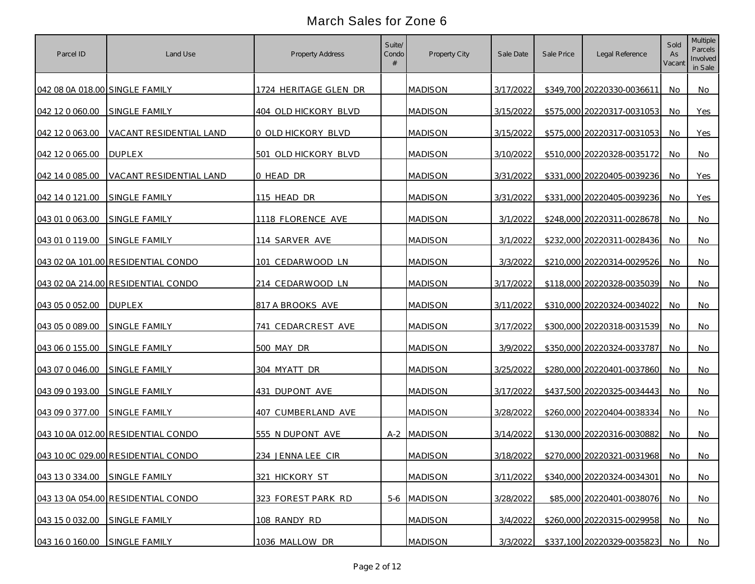# March Sales for Zone 6

| Parcel ID | Land Use | Property Address | Suite/ Condo # | Property City | Sale Date | Sale Price | Legal Reference | Sold As Vacant | Multiple Parcels Involved in Sale |
|---|---|---|---|---|---|---|---|---|---|
| 042 08 0A 018.00 | SINGLE FAMILY | 1724 HERITAGE GLEN DR | | MADISON | 3/17/2022 | $349,700 | 20220330-0036611 | No | No |
| 042 12 0 060.00 | SINGLE FAMILY | 404 OLD HICKORY BLVD | | MADISON | 3/15/2022 | $575,000 | 20220317-0031053 | No | Yes |
| 042 12 0 063.00 | VACANT RESIDENTIAL LAND | 0 OLD HICKORY BLVD | | MADISON | 3/15/2022 | $575,000 | 20220317-0031053 | No | Yes |
| 042 12 0 065.00 | DUPLEX | 501 OLD HICKORY BLVD | | MADISON | 3/10/2022 | $510,000 | 20220328-0035172 | No | No |
| 042 14 0 085.00 | VACANT RESIDENTIAL LAND | 0 HEAD DR | | MADISON | 3/31/2022 | $331,000 | 20220405-0039236 | No | Yes |
| 042 14 0 121.00 | SINGLE FAMILY | 115 HEAD DR | | MADISON | 3/31/2022 | $331,000 | 20220405-0039236 | No | Yes |
| 043 01 0 063.00 | SINGLE FAMILY | 1118 FLORENCE AVE | | MADISON | 3/1/2022 | $248,000 | 20220311-0028678 | No | No |
| 043 01 0 119.00 | SINGLE FAMILY | 114 SARVER AVE | | MADISON | 3/1/2022 | $232,000 | 20220311-0028436 | No | No |
| 043 02 0A 101.00 | RESIDENTIAL CONDO | 101 CEDARWOOD LN | | MADISON | 3/3/2022 | $210,000 | 20220314-0029526 | No | No |
| 043 02 0A 214.00 | RESIDENTIAL CONDO | 214 CEDARWOOD LN | | MADISON | 3/17/2022 | $118,000 | 20220328-0035039 | No | No |
| 043 05 0 052.00 | DUPLEX | 817 A BROOKS AVE | | MADISON | 3/11/2022 | $310,000 | 20220324-0034022 | No | No |
| 043 05 0 089.00 | SINGLE FAMILY | 741 CEDARCREST AVE | | MADISON | 3/17/2022 | $300,000 | 20220318-0031539 | No | No |
| 043 06 0 155.00 | SINGLE FAMILY | 500 MAY DR | | MADISON | 3/9/2022 | $350,000 | 20220324-0033787 | No | No |
| 043 07 0 046.00 | SINGLE FAMILY | 304 MYATT DR | | MADISON | 3/25/2022 | $280,000 | 20220401-0037860 | No | No |
| 043 09 0 193.00 | SINGLE FAMILY | 431 DUPONT AVE | | MADISON | 3/17/2022 | $437,500 | 20220325-0034443 | No | No |
| 043 09 0 377.00 | SINGLE FAMILY | 407 CUMBERLAND AVE | | MADISON | 3/28/2022 | $260,000 | 20220404-0038334 | No | No |
| 043 10 0A 012.00 | RESIDENTIAL CONDO | 555 N DUPONT AVE | A-2 | MADISON | 3/14/2022 | $130,000 | 20220316-0030882 | No | No |
| 043 10 0C 029.00 | RESIDENTIAL CONDO | 234 JENNA LEE CIR | | MADISON | 3/18/2022 | $270,000 | 20220321-0031968 | No | No |
| 043 13 0 334.00 | SINGLE FAMILY | 321 HICKORY ST | | MADISON | 3/11/2022 | $340,000 | 20220324-0034301 | No | No |
| 043 13 0A 054.00 | RESIDENTIAL CONDO | 323 FOREST PARK RD | 5-6 | MADISON | 3/28/2022 | $85,000 | 20220401-0038076 | No | No |
| 043 15 0 032.00 | SINGLE FAMILY | 108 RANDY RD | | MADISON | 3/4/2022 | $260,000 | 20220315-0029958 | No | No |
| 043 16 0 160.00 | SINGLE FAMILY | 1036 MALLOW DR | | MADISON | 3/3/2022 | $337,100 | 20220329-0035823 | No | No |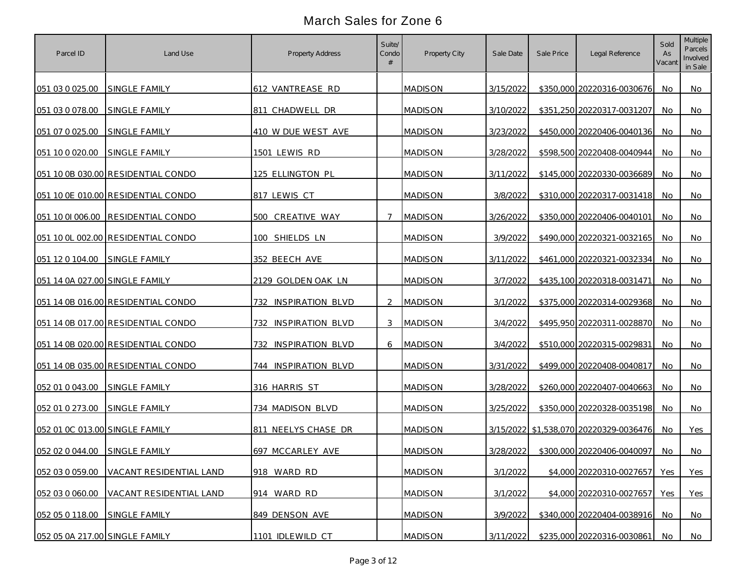# March Sales for Zone 6

| Parcel ID | Land Use | Property Address | Suite/ Condo # | Property City | Sale Date | Sale Price | Legal Reference | Sold As Vacant | Multiple Parcels Involved in Sale |
|---|---|---|---|---|---|---|---|---|---|
| 051 03 0 025.00 | SINGLE FAMILY | 612 VANTREASE RD | | MADISON | 3/15/2022 | $350,000 | 20220316-0030676 | No | No |
| 051 03 0 078.00 | SINGLE FAMILY | 811 CHADWELL DR | | MADISON | 3/10/2022 | $351,250 | 20220317-0031207 | No | No |
| 051 07 0 025.00 | SINGLE FAMILY | 410 W DUE WEST AVE | | MADISON | 3/23/2022 | $450,000 | 20220406-0040136 | No | No |
| 051 10 0 020.00 | SINGLE FAMILY | 1501 LEWIS RD | | MADISON | 3/28/2022 | $598,500 | 20220408-0040944 | No | No |
| 051 10 0B 030.00 | RESIDENTIAL CONDO | 125 ELLINGTON PL | | MADISON | 3/11/2022 | $145,000 | 20220330-0036689 | No | No |
| 051 10 0E 010.00 | RESIDENTIAL CONDO | 817 LEWIS CT | | MADISON | 3/8/2022 | $310,000 | 20220317-0031418 | No | No |
| 051 10 0I 006.00 | RESIDENTIAL CONDO | 500 CREATIVE WAY | 7 | MADISON | 3/26/2022 | $350,000 | 20220406-0040101 | No | No |
| 051 10 0L 002.00 | RESIDENTIAL CONDO | 100 SHIELDS LN | | MADISON | 3/9/2022 | $490,000 | 20220321-0032165 | No | No |
| 051 12 0 104.00 | SINGLE FAMILY | 352 BEECH AVE | | MADISON | 3/11/2022 | $461,000 | 20220321-0032334 | No | No |
| 051 14 0A 027.00 | SINGLE FAMILY | 2129 GOLDEN OAK LN | | MADISON | 3/7/2022 | $435,100 | 20220318-0031471 | No | No |
| 051 14 0B 016.00 | RESIDENTIAL CONDO | 732 INSPIRATION BLVD | 2 | MADISON | 3/1/2022 | $375,000 | 20220314-0029368 | No | No |
| 051 14 0B 017.00 | RESIDENTIAL CONDO | 732 INSPIRATION BLVD | 3 | MADISON | 3/4/2022 | $495,950 | 20220311-0028870 | No | No |
| 051 14 0B 020.00 | RESIDENTIAL CONDO | 732 INSPIRATION BLVD | 6 | MADISON | 3/4/2022 | $510,000 | 20220315-0029831 | No | No |
| 051 14 0B 035.00 | RESIDENTIAL CONDO | 744 INSPIRATION BLVD | | MADISON | 3/31/2022 | $499,000 | 20220408-0040817 | No | No |
| 052 01 0 043.00 | SINGLE FAMILY | 316 HARRIS ST | | MADISON | 3/28/2022 | $260,000 | 20220407-0040663 | No | No |
| 052 01 0 273.00 | SINGLE FAMILY | 734 MADISON BLVD | | MADISON | 3/25/2022 | $350,000 | 20220328-0035198 | No | No |
| 052 01 0C 013.00 | SINGLE FAMILY | 811 NEELYS CHASE DR | | MADISON | 3/15/2022 | $1,538,070 | 20220329-0036476 | No | Yes |
| 052 02 0 044.00 | SINGLE FAMILY | 697 MCCARLEY AVE | | MADISON | 3/28/2022 | $300,000 | 20220406-0040097 | No | No |
| 052 03 0 059.00 | VACANT RESIDENTIAL LAND | 918 WARD RD | | MADISON | 3/1/2022 | $4,000 | 20220310-0027657 | Yes | Yes |
| 052 03 0 060.00 | VACANT RESIDENTIAL LAND | 914 WARD RD | | MADISON | 3/1/2022 | $4,000 | 20220310-0027657 | Yes | Yes |
| 052 05 0 118.00 | SINGLE FAMILY | 849 DENSON AVE | | MADISON | 3/9/2022 | $340,000 | 20220404-0038916 | No | No |
| 052 05 0A 217.00 | SINGLE FAMILY | 1101 IDLEWILD CT | | MADISON | 3/11/2022 | $235,000 | 20220316-0030861 | No | No |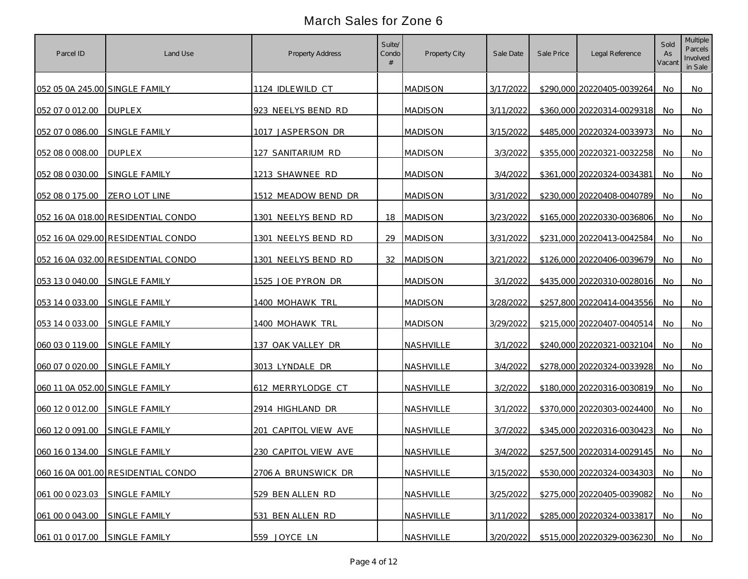# March Sales for Zone 6

| Parcel ID | Land Use | Property Address | Suite/ Condo # | Property City | Sale Date | Sale Price | Legal Reference | Sold As Vacant | Multiple Parcels Involved in Sale |
|---|---|---|---|---|---|---|---|---|---|
| 052 05 0A 245.00 | SINGLE FAMILY | 1124 IDLEWILD CT | | MADISON | 3/17/2022 | $290,000 | 20220405-0039264 | No | No |
| 052 07 0 012.00 | DUPLEX | 923 NEELYS BEND RD | | MADISON | 3/11/2022 | $360,000 | 20220314-0029318 | No | No |
| 052 07 0 086.00 | SINGLE FAMILY | 1017 JASPERSON DR | | MADISON | 3/15/2022 | $485,000 | 20220324-0033973 | No | No |
| 052 08 0 008.00 | DUPLEX | 127 SANITARIUM RD | | MADISON | 3/3/2022 | $355,000 | 20220321-0032258 | No | No |
| 052 08 0 030.00 | SINGLE FAMILY | 1213 SHAWNEE RD | | MADISON | 3/4/2022 | $361,000 | 20220324-0034381 | No | No |
| 052 08 0 175.00 | ZERO LOT LINE | 1512 MEADOW BEND DR | | MADISON | 3/31/2022 | $230,000 | 20220408-0040789 | No | No |
| 052 16 0A 018.00 | RESIDENTIAL CONDO | 1301 NEELYS BEND RD | 18 | MADISON | 3/23/2022 | $165,000 | 20220330-0036806 | No | No |
| 052 16 0A 029.00 | RESIDENTIAL CONDO | 1301 NEELYS BEND RD | 29 | MADISON | 3/31/2022 | $231,000 | 20220413-0042584 | No | No |
| 052 16 0A 032.00 | RESIDENTIAL CONDO | 1301 NEELYS BEND RD | 32 | MADISON | 3/21/2022 | $126,000 | 20220406-0039679 | No | No |
| 053 13 0 040.00 | SINGLE FAMILY | 1525 JOE PYRON DR | | MADISON | 3/1/2022 | $435,000 | 20220310-0028016 | No | No |
| 053 14 0 033.00 | SINGLE FAMILY | 1400 MOHAWK TRL | | MADISON | 3/28/2022 | $257,800 | 20220414-0043556 | No | No |
| 053 14 0 033.00 | SINGLE FAMILY | 1400 MOHAWK TRL | | MADISON | 3/29/2022 | $215,000 | 20220407-0040514 | No | No |
| 060 03 0 119.00 | SINGLE FAMILY | 137 OAK VALLEY DR | | NASHVILLE | 3/1/2022 | $240,000 | 20220321-0032104 | No | No |
| 060 07 0 020.00 | SINGLE FAMILY | 3013 LYNDALE DR | | NASHVILLE | 3/4/2022 | $278,000 | 20220324-0033928 | No | No |
| 060 11 0A 052.00 | SINGLE FAMILY | 612 MERRYLODGE CT | | NASHVILLE | 3/2/2022 | $180,000 | 20220316-0030819 | No | No |
| 060 12 0 012.00 | SINGLE FAMILY | 2914 HIGHLAND DR | | NASHVILLE | 3/1/2022 | $370,000 | 20220303-0024400 | No | No |
| 060 12 0 091.00 | SINGLE FAMILY | 201 CAPITOL VIEW AVE | | NASHVILLE | 3/7/2022 | $345,000 | 20220316-0030423 | No | No |
| 060 16 0 134.00 | SINGLE FAMILY | 230 CAPITOL VIEW AVE | | NASHVILLE | 3/4/2022 | $257,500 | 20220314-0029145 | No | No |
| 060 16 0A 001.00 | RESIDENTIAL CONDO | 2706 A BRUNSWICK DR | | NASHVILLE | 3/15/2022 | $530,000 | 20220324-0034303 | No | No |
| 061 00 0 023.03 | SINGLE FAMILY | 529 BEN ALLEN RD | | NASHVILLE | 3/25/2022 | $275,000 | 20220405-0039082 | No | No |
| 061 00 0 043.00 | SINGLE FAMILY | 531 BEN ALLEN RD | | NASHVILLE | 3/11/2022 | $285,000 | 20220324-0033817 | No | No |
| 061 01 0 017.00 | SINGLE FAMILY | 559 JOYCE LN | | NASHVILLE | 3/20/2022 | $515,000 | 20220329-0036230 | No | No |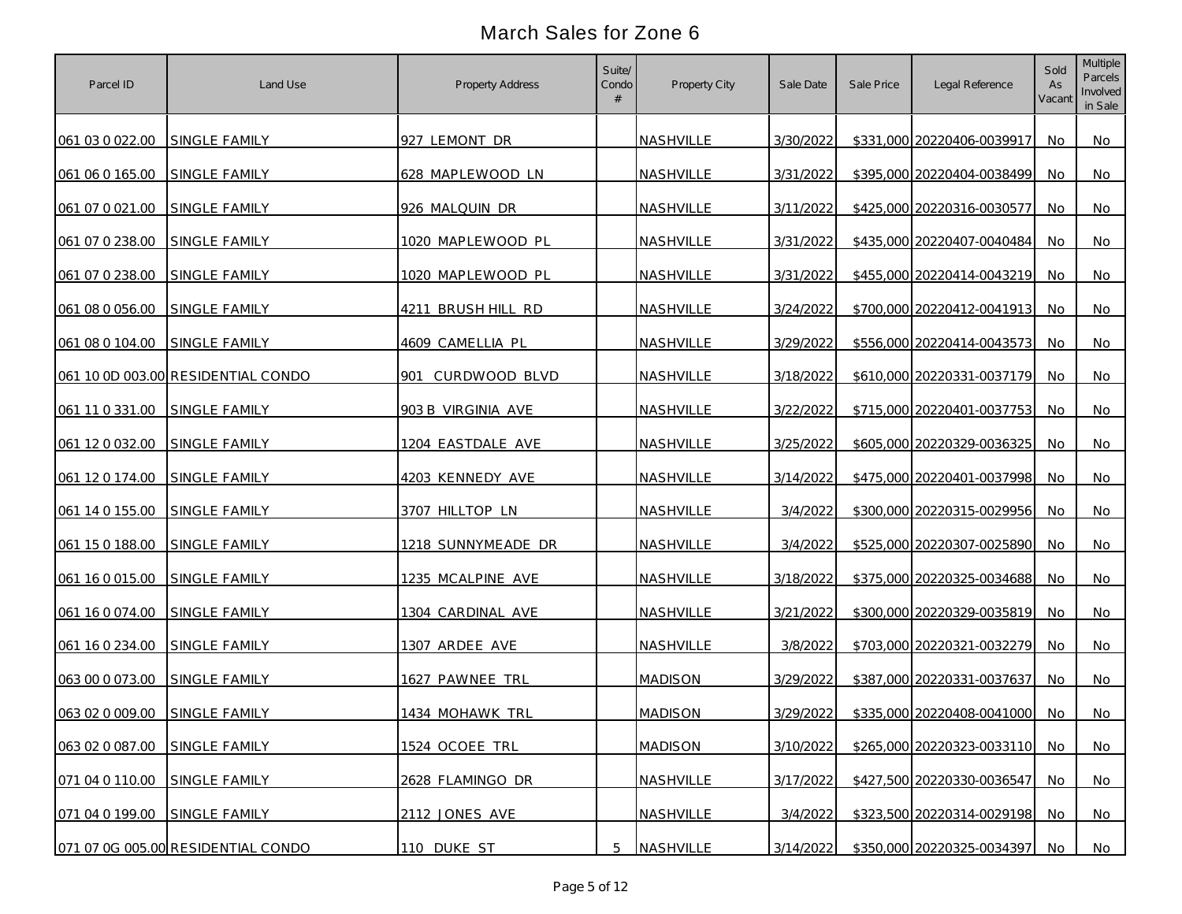# March Sales for Zone 6

| Parcel ID | Land Use | Property Address | Suite/ Condo # | Property City | Sale Date | Sale Price | Legal Reference | Sold As Vacant | Multiple Parcels Involved in Sale |
|---|---|---|---|---|---|---|---|---|---|
| 061 03 0 022.00 | SINGLE FAMILY | 927 LEMONT DR | | NASHVILLE | 3/30/2022 | $331,000 | 20220406-0039917 | No | No |
| 061 06 0 165.00 | SINGLE FAMILY | 628 MAPLEWOOD LN | | NASHVILLE | 3/31/2022 | $395,000 | 20220404-0038499 | No | No |
| 061 07 0 021.00 | SINGLE FAMILY | 926 MALQUIN DR | | NASHVILLE | 3/11/2022 | $425,000 | 20220316-0030577 | No | No |
| 061 07 0 238.00 | SINGLE FAMILY | 1020 MAPLEWOOD PL | | NASHVILLE | 3/31/2022 | $435,000 | 20220407-0040484 | No | No |
| 061 07 0 238.00 | SINGLE FAMILY | 1020 MAPLEWOOD PL | | NASHVILLE | 3/31/2022 | $455,000 | 20220414-0043219 | No | No |
| 061 08 0 056.00 | SINGLE FAMILY | 4211 BRUSH HILL RD | | NASHVILLE | 3/24/2022 | $700,000 | 20220412-0041913 | No | No |
| 061 08 0 104.00 | SINGLE FAMILY | 4609 CAMELLIA PL | | NASHVILLE | 3/29/2022 | $556,000 | 20220414-0043573 | No | No |
| 061 10 0D 003.00 | RESIDENTIAL CONDO | 901 CURDWOOD BLVD | | NASHVILLE | 3/18/2022 | $610,000 | 20220331-0037179 | No | No |
| 061 11 0 331.00 | SINGLE FAMILY | 903 B VIRGINIA AVE | | NASHVILLE | 3/22/2022 | $715,000 | 20220401-0037753 | No | No |
| 061 12 0 032.00 | SINGLE FAMILY | 1204 EASTDALE AVE | | NASHVILLE | 3/25/2022 | $605,000 | 20220329-0036325 | No | No |
| 061 12 0 174.00 | SINGLE FAMILY | 4203 KENNEDY AVE | | NASHVILLE | 3/14/2022 | $475,000 | 20220401-0037998 | No | No |
| 061 14 0 155.00 | SINGLE FAMILY | 3707 HILLTOP LN | | NASHVILLE | 3/4/2022 | $300,000 | 20220315-0029956 | No | No |
| 061 15 0 188.00 | SINGLE FAMILY | 1218 SUNNYMEADE DR | | NASHVILLE | 3/4/2022 | $525,000 | 20220307-0025890 | No | No |
| 061 16 0 015.00 | SINGLE FAMILY | 1235 MCALPINE AVE | | NASHVILLE | 3/18/2022 | $375,000 | 20220325-0034688 | No | No |
| 061 16 0 074.00 | SINGLE FAMILY | 1304 CARDINAL AVE | | NASHVILLE | 3/21/2022 | $300,000 | 20220329-0035819 | No | No |
| 061 16 0 234.00 | SINGLE FAMILY | 1307 ARDEE AVE | | NASHVILLE | 3/8/2022 | $703,000 | 20220321-0032279 | No | No |
| 063 00 0 073.00 | SINGLE FAMILY | 1627 PAWNEE TRL | | MADISON | 3/29/2022 | $387,000 | 20220331-0037637 | No | No |
| 063 02 0 009.00 | SINGLE FAMILY | 1434 MOHAWK TRL | | MADISON | 3/29/2022 | $335,000 | 20220408-0041000 | No | No |
| 063 02 0 087.00 | SINGLE FAMILY | 1524 OCOEE TRL | | MADISON | 3/10/2022 | $265,000 | 20220323-0033110 | No | No |
| 071 04 0 110.00 | SINGLE FAMILY | 2628 FLAMINGO DR | | NASHVILLE | 3/17/2022 | $427,500 | 20220330-0036547 | No | No |
| 071 04 0 199.00 | SINGLE FAMILY | 2112 JONES AVE | | NASHVILLE | 3/4/2022 | $323,500 | 20220314-0029198 | No | No |
| 071 07 0G 005.00 | RESIDENTIAL CONDO | 110 DUKE ST | 5 | NASHVILLE | 3/14/2022 | $350,000 | 20220325-0034397 | No | No |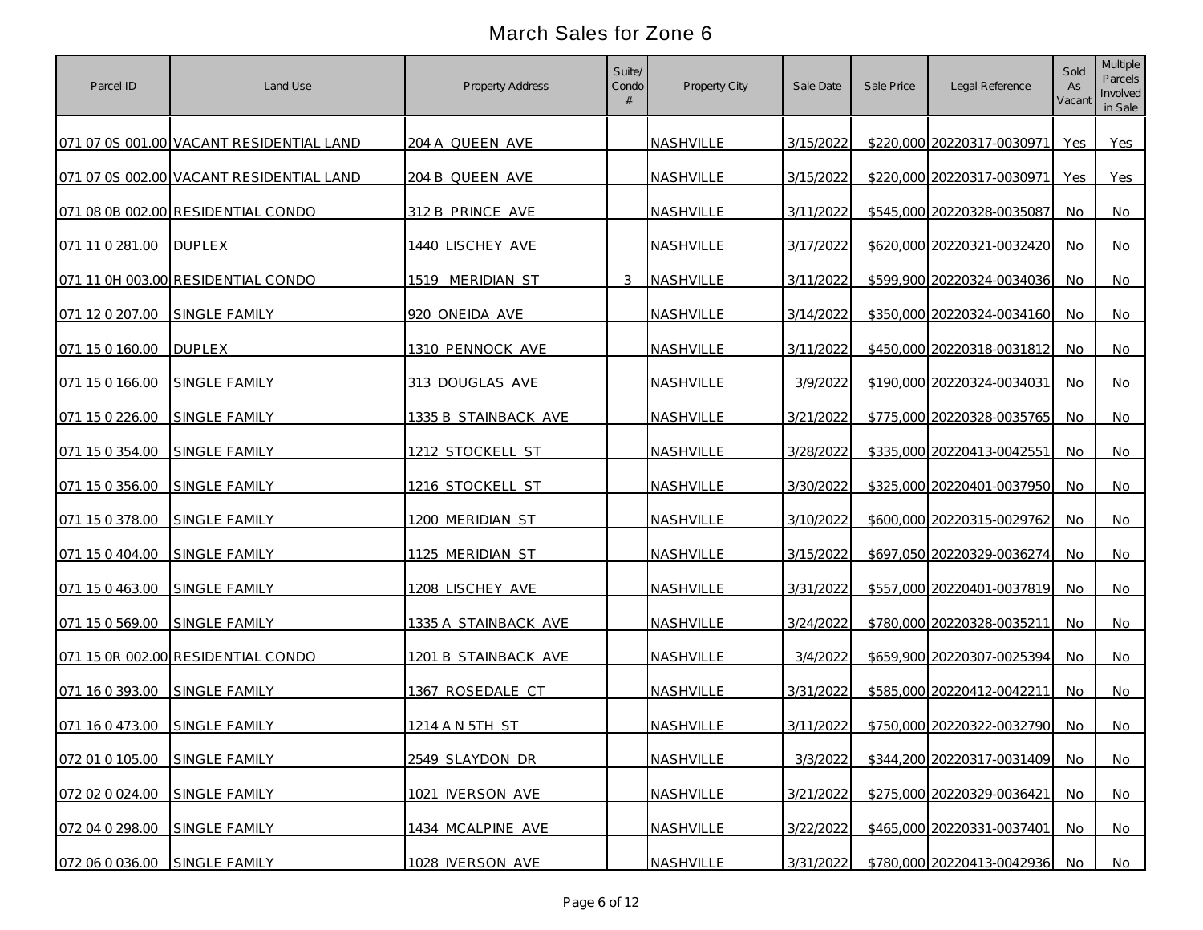# March Sales for Zone 6

| Parcel ID | Land Use | Property Address | Suite/ Condo # | Property City | Sale Date | Sale Price | Legal Reference | Sold As Vacant | Multiple Parcels Involved in Sale |
|---|---|---|---|---|---|---|---|---|---|
| 071 07 0S 001.00 | VACANT RESIDENTIAL LAND | 204 A QUEEN AVE | | NASHVILLE | 3/15/2022 | $220,000 | 20220317-0030971 | Yes | Yes |
| 071 07 0S 002.00 | VACANT RESIDENTIAL LAND | 204 B QUEEN AVE | | NASHVILLE | 3/15/2022 | $220,000 | 20220317-0030971 | Yes | Yes |
| 071 08 0B 002.00 | RESIDENTIAL CONDO | 312 B PRINCE AVE | | NASHVILLE | 3/11/2022 | $545,000 | 20220328-0035087 | No | No |
| 071 11 0 281.00 | DUPLEX | 1440 LISCHEY AVE | | NASHVILLE | 3/17/2022 | $620,000 | 20220321-0032420 | No | No |
| 071 11 0H 003.00 | RESIDENTIAL CONDO | 1519 MERIDIAN ST | 3 | NASHVILLE | 3/11/2022 | $599,900 | 20220324-0034036 | No | No |
| 071 12 0 207.00 | SINGLE FAMILY | 920 ONEIDA AVE | | NASHVILLE | 3/14/2022 | $350,000 | 20220324-0034160 | No | No |
| 071 15 0 160.00 | DUPLEX | 1310 PENNOCK AVE | | NASHVILLE | 3/11/2022 | $450,000 | 20220318-0031812 | No | No |
| 071 15 0 166.00 | SINGLE FAMILY | 313 DOUGLAS AVE | | NASHVILLE | 3/9/2022 | $190,000 | 20220324-0034031 | No | No |
| 071 15 0 226.00 | SINGLE FAMILY | 1335 B STAINBACK AVE | | NASHVILLE | 3/21/2022 | $775,000 | 20220328-0035765 | No | No |
| 071 15 0 354.00 | SINGLE FAMILY | 1212 STOCKELL ST | | NASHVILLE | 3/28/2022 | $335,000 | 20220413-0042551 | No | No |
| 071 15 0 356.00 | SINGLE FAMILY | 1216 STOCKELL ST | | NASHVILLE | 3/30/2022 | $325,000 | 20220401-0037950 | No | No |
| 071 15 0 378.00 | SINGLE FAMILY | 1200 MERIDIAN ST | | NASHVILLE | 3/10/2022 | $600,000 | 20220315-0029762 | No | No |
| 071 15 0 404.00 | SINGLE FAMILY | 1125 MERIDIAN ST | | NASHVILLE | 3/15/2022 | $697,050 | 20220329-0036274 | No | No |
| 071 15 0 463.00 | SINGLE FAMILY | 1208 LISCHEY AVE | | NASHVILLE | 3/31/2022 | $557,000 | 20220401-0037819 | No | No |
| 071 15 0 569.00 | SINGLE FAMILY | 1335 A STAINBACK AVE | | NASHVILLE | 3/24/2022 | $780,000 | 20220328-0035211 | No | No |
| 071 15 0R 002.00 | RESIDENTIAL CONDO | 1201 B STAINBACK AVE | | NASHVILLE | 3/4/2022 | $659,900 | 20220307-0025394 | No | No |
| 071 16 0 393.00 | SINGLE FAMILY | 1367 ROSEDALE CT | | NASHVILLE | 3/31/2022 | $585,000 | 20220412-0042211 | No | No |
| 071 16 0 473.00 | SINGLE FAMILY | 1214 A N 5TH ST | | NASHVILLE | 3/11/2022 | $750,000 | 20220322-0032790 | No | No |
| 072 01 0 105.00 | SINGLE FAMILY | 2549 SLAYDON DR | | NASHVILLE | 3/3/2022 | $344,200 | 20220317-0031409 | No | No |
| 072 02 0 024.00 | SINGLE FAMILY | 1021 IVERSON AVE | | NASHVILLE | 3/21/2022 | $275,000 | 20220329-0036421 | No | No |
| 072 04 0 298.00 | SINGLE FAMILY | 1434 MCALPINE AVE | | NASHVILLE | 3/22/2022 | $465,000 | 20220331-0037401 | No | No |
| 072 06 0 036.00 | SINGLE FAMILY | 1028 IVERSON AVE | | NASHVILLE | 3/31/2022 | $780,000 | 20220413-0042936 | No | No |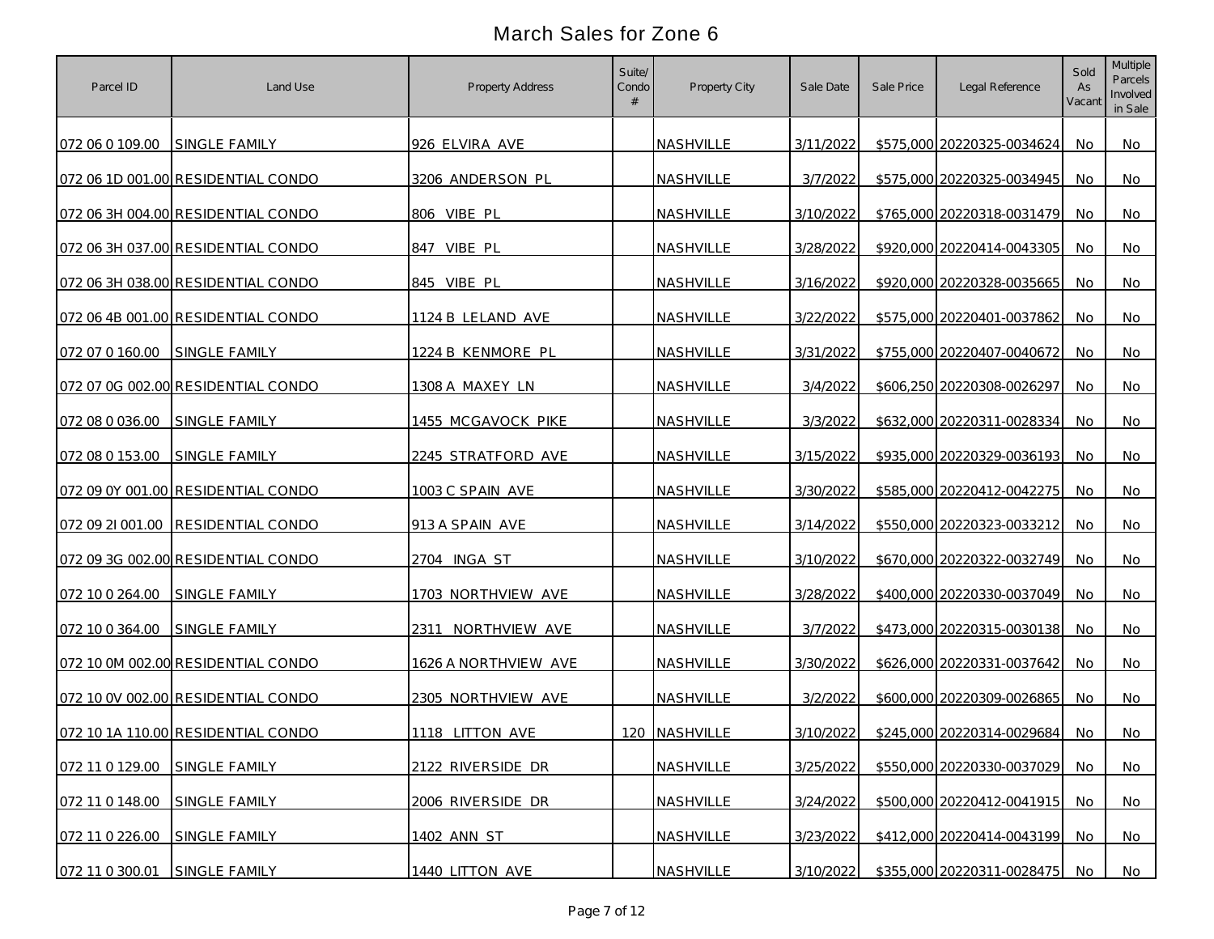# March Sales for Zone 6

| Parcel ID | Land Use | Property Address | Suite/ Condo # | Property City | Sale Date | Sale Price | Legal Reference | Sold As Vacant | Multiple Parcels Involved in Sale |
|---|---|---|---|---|---|---|---|---|---|
| 072 06 0 109.00 | SINGLE FAMILY | 926 ELVIRA AVE | | NASHVILLE | 3/11/2022 | $575,000 | 20220325-0034624 | No | No |
| 072 06 1D 001.00 | RESIDENTIAL CONDO | 3206 ANDERSON PL | | NASHVILLE | 3/7/2022 | $575,000 | 20220325-0034945 | No | No |
| 072 06 3H 004.00 | RESIDENTIAL CONDO | 806 VIBE PL | | NASHVILLE | 3/10/2022 | $765,000 | 20220318-0031479 | No | No |
| 072 06 3H 037.00 | RESIDENTIAL CONDO | 847 VIBE PL | | NASHVILLE | 3/28/2022 | $920,000 | 20220414-0043305 | No | No |
| 072 06 3H 038.00 | RESIDENTIAL CONDO | 845 VIBE PL | | NASHVILLE | 3/16/2022 | $920,000 | 20220328-0035665 | No | No |
| 072 06 4B 001.00 | RESIDENTIAL CONDO | 1124 B LELAND AVE | | NASHVILLE | 3/22/2022 | $575,000 | 20220401-0037862 | No | No |
| 072 07 0 160.00 | SINGLE FAMILY | 1224 B KENMORE PL | | NASHVILLE | 3/31/2022 | $755,000 | 20220407-0040672 | No | No |
| 072 07 0G 002.00 | RESIDENTIAL CONDO | 1308 A MAXEY LN | | NASHVILLE | 3/4/2022 | $606,250 | 20220308-0026297 | No | No |
| 072 08 0 036.00 | SINGLE FAMILY | 1455 MCGAVOCK PIKE | | NASHVILLE | 3/3/2022 | $632,000 | 20220311-0028334 | No | No |
| 072 08 0 153.00 | SINGLE FAMILY | 2245 STRATFORD AVE | | NASHVILLE | 3/15/2022 | $935,000 | 20220329-0036193 | No | No |
| 072 09 0Y 001.00 | RESIDENTIAL CONDO | 1003 C SPAIN AVE | | NASHVILLE | 3/30/2022 | $585,000 | 20220412-0042275 | No | No |
| 072 09 2I 001.00 | RESIDENTIAL CONDO | 913 A SPAIN AVE | | NASHVILLE | 3/14/2022 | $550,000 | 20220323-0033212 | No | No |
| 072 09 3G 002.00 | RESIDENTIAL CONDO | 2704 INGA ST | | NASHVILLE | 3/10/2022 | $670,000 | 20220322-0032749 | No | No |
| 072 10 0 264.00 | SINGLE FAMILY | 1703 NORTHVIEW AVE | | NASHVILLE | 3/28/2022 | $400,000 | 20220330-0037049 | No | No |
| 072 10 0 364.00 | SINGLE FAMILY | 2311 NORTHVIEW AVE | | NASHVILLE | 3/7/2022 | $473,000 | 20220315-0030138 | No | No |
| 072 10 0M 002.00 | RESIDENTIAL CONDO | 1626 A NORTHVIEW AVE | | NASHVILLE | 3/30/2022 | $626,000 | 20220331-0037642 | No | No |
| 072 10 0V 002.00 | RESIDENTIAL CONDO | 2305 NORTHVIEW AVE | | NASHVILLE | 3/2/2022 | $600,000 | 20220309-0026865 | No | No |
| 072 10 1A 110.00 | RESIDENTIAL CONDO | 1118 LITTON AVE | 120 | NASHVILLE | 3/10/2022 | $245,000 | 20220314-0029684 | No | No |
| 072 11 0 129.00 | SINGLE FAMILY | 2122 RIVERSIDE DR | | NASHVILLE | 3/25/2022 | $550,000 | 20220330-0037029 | No | No |
| 072 11 0 148.00 | SINGLE FAMILY | 2006 RIVERSIDE DR | | NASHVILLE | 3/24/2022 | $500,000 | 20220412-0041915 | No | No |
| 072 11 0 226.00 | SINGLE FAMILY | 1402 ANN ST | | NASHVILLE | 3/23/2022 | $412,000 | 20220414-0043199 | No | No |
| 072 11 0 300.01 | SINGLE FAMILY | 1440 LITTON AVE | | NASHVILLE | 3/10/2022 | $355,000 | 20220311-0028475 | No | No |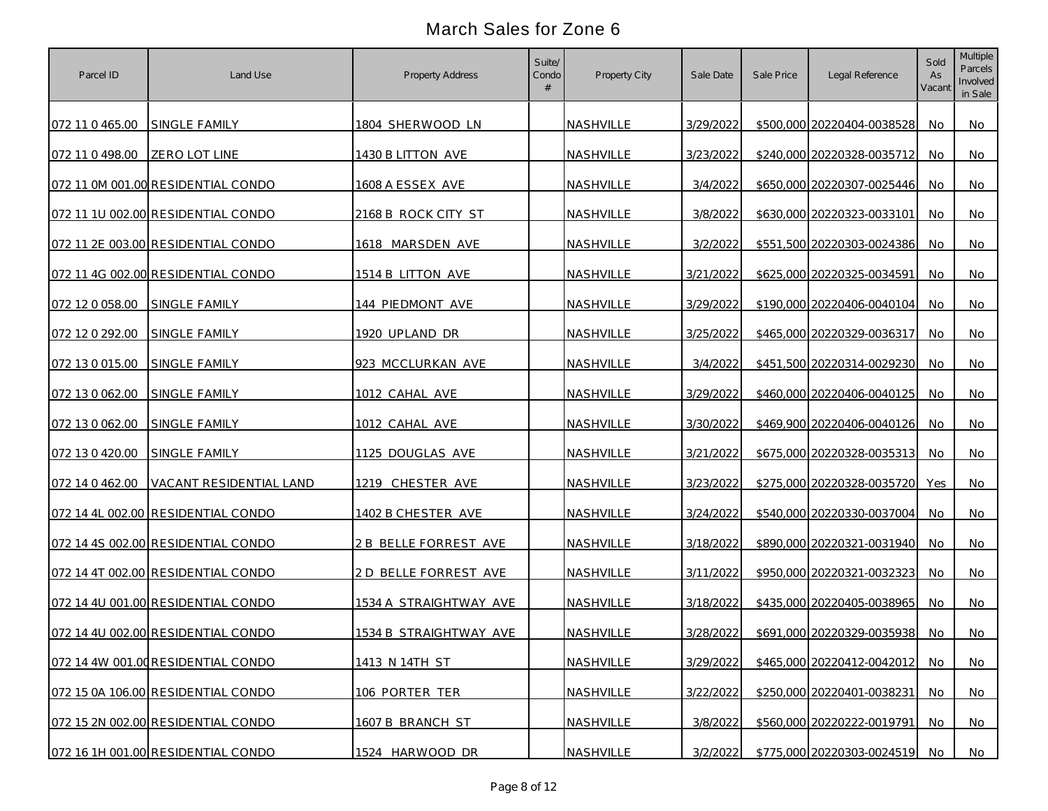# March Sales for Zone 6

| Parcel ID | Land Use | Property Address | Suite/ Condo # | Property City | Sale Date | Sale Price | Legal Reference | Sold As Vacant | Multiple Parcels Involved in Sale |
|---|---|---|---|---|---|---|---|---|---|
| 072 11 0 465.00 | SINGLE FAMILY | 1804 SHERWOOD LN | | NASHVILLE | 3/29/2022 | $500,000 | 20220404-0038528 | No | No |
| 072 11 0 498.00 | ZERO LOT LINE | 1430 B LITTON AVE | | NASHVILLE | 3/23/2022 | $240,000 | 20220328-0035712 | No | No |
| 072 11 0M 001.00 | RESIDENTIAL CONDO | 1608 A ESSEX AVE | | NASHVILLE | 3/4/2022 | $650,000 | 20220307-0025446 | No | No |
| 072 11 1U 002.00 | RESIDENTIAL CONDO | 2168 B ROCK CITY ST | | NASHVILLE | 3/8/2022 | $630,000 | 20220323-0033101 | No | No |
| 072 11 2E 003.00 | RESIDENTIAL CONDO | 1618 MARSDEN AVE | | NASHVILLE | 3/2/2022 | $551,500 | 20220303-0024386 | No | No |
| 072 11 4G 002.00 | RESIDENTIAL CONDO | 1514 B LITTON AVE | | NASHVILLE | 3/21/2022 | $625,000 | 20220325-0034591 | No | No |
| 072 12 0 058.00 | SINGLE FAMILY | 144 PIEDMONT AVE | | NASHVILLE | 3/29/2022 | $190,000 | 20220406-0040104 | No | No |
| 072 12 0 292.00 | SINGLE FAMILY | 1920 UPLAND DR | | NASHVILLE | 3/25/2022 | $465,000 | 20220329-0036317 | No | No |
| 072 13 0 015.00 | SINGLE FAMILY | 923 MCCLURKAN AVE | | NASHVILLE | 3/4/2022 | $451,500 | 20220314-0029230 | No | No |
| 072 13 0 062.00 | SINGLE FAMILY | 1012 CAHAL AVE | | NASHVILLE | 3/29/2022 | $460,000 | 20220406-0040125 | No | No |
| 072 13 0 062.00 | SINGLE FAMILY | 1012 CAHAL AVE | | NASHVILLE | 3/30/2022 | $469,900 | 20220406-0040126 | No | No |
| 072 13 0 420.00 | SINGLE FAMILY | 1125 DOUGLAS AVE | | NASHVILLE | 3/21/2022 | $675,000 | 20220328-0035313 | No | No |
| 072 14 0 462.00 | VACANT RESIDENTIAL LAND | 1219 CHESTER AVE | | NASHVILLE | 3/23/2022 | $275,000 | 20220328-0035720 | Yes | No |
| 072 14 4L 002.00 | RESIDENTIAL CONDO | 1402 B CHESTER AVE | | NASHVILLE | 3/24/2022 | $540,000 | 20220330-0037004 | No | No |
| 072 14 4S 002.00 | RESIDENTIAL CONDO | 2 B BELLE FORREST AVE | | NASHVILLE | 3/18/2022 | $890,000 | 20220321-0031940 | No | No |
| 072 14 4T 002.00 | RESIDENTIAL CONDO | 2 D BELLE FORREST AVE | | NASHVILLE | 3/11/2022 | $950,000 | 20220321-0032323 | No | No |
| 072 14 4U 001.00 | RESIDENTIAL CONDO | 1534 A STRAIGHTWAY AVE | | NASHVILLE | 3/18/2022 | $435,000 | 20220405-0038965 | No | No |
| 072 14 4U 002.00 | RESIDENTIAL CONDO | 1534 B STRAIGHTWAY AVE | | NASHVILLE | 3/28/2022 | $691,000 | 20220329-0035938 | No | No |
| 072 14 4W 001.00 | RESIDENTIAL CONDO | 1413 N 14TH ST | | NASHVILLE | 3/29/2022 | $465,000 | 20220412-0042012 | No | No |
| 072 15 0A 106.00 | RESIDENTIAL CONDO | 106 PORTER TER | | NASHVILLE | 3/22/2022 | $250,000 | 20220401-0038231 | No | No |
| 072 15 2N 002.00 | RESIDENTIAL CONDO | 1607 B BRANCH ST | | NASHVILLE | 3/8/2022 | $560,000 | 20220222-0019791 | No | No |
| 072 16 1H 001.00 | RESIDENTIAL CONDO | 1524 HARWOOD DR | | NASHVILLE | 3/2/2022 | $775,000 | 20220303-0024519 | No | No |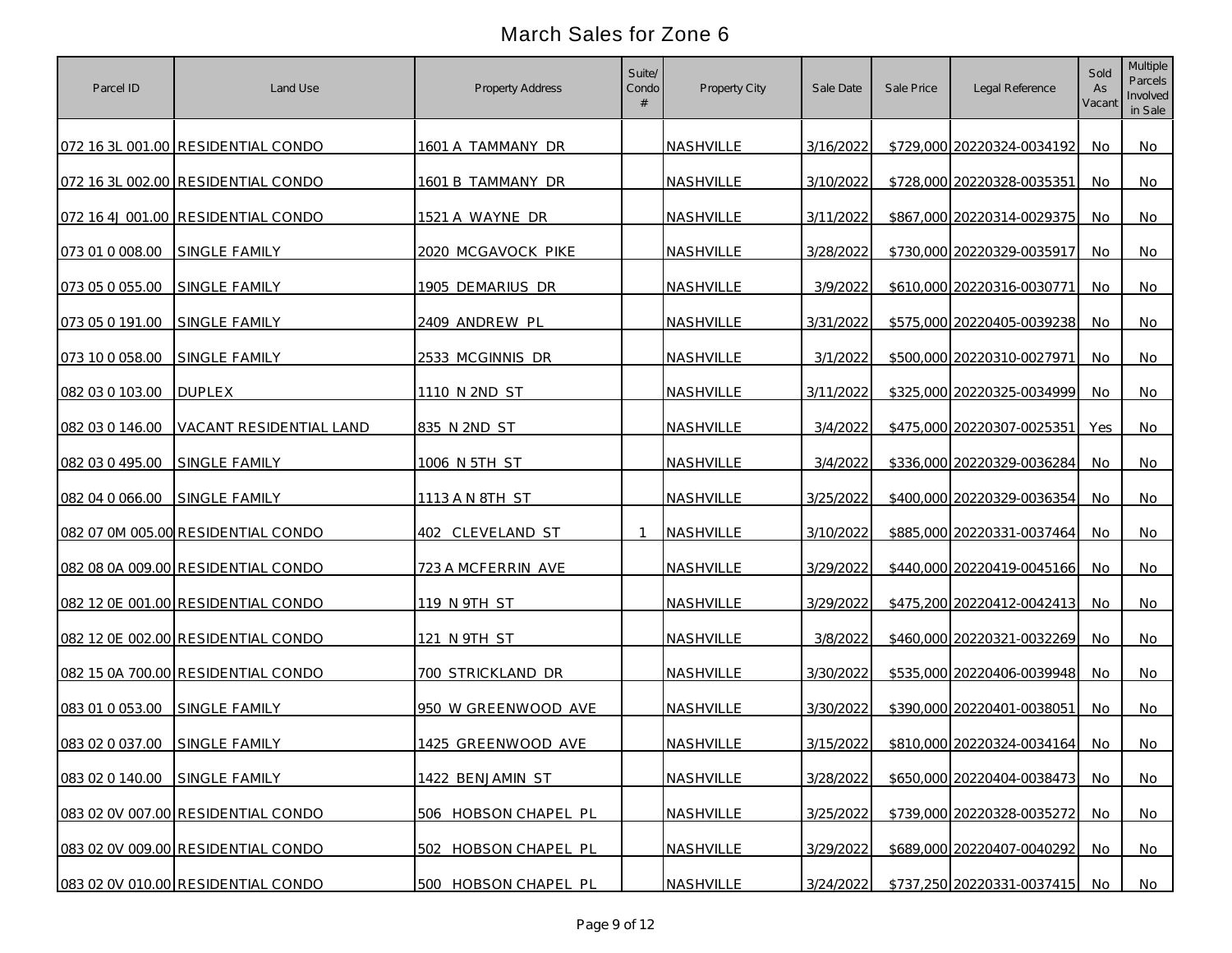# March Sales for Zone 6

| Parcel ID | Land Use | Property Address | Suite/ Condo # | Property City | Sale Date | Sale Price | Legal Reference | Sold As Vacant | Multiple Parcels Involved in Sale |
|---|---|---|---|---|---|---|---|---|---|
| 072 16 3L 001.00 | RESIDENTIAL CONDO | 1601 A TAMMANY DR | | NASHVILLE | 3/16/2022 | $729,000 | 20220324-0034192 | No | No |
| 072 16 3L 002.00 | RESIDENTIAL CONDO | 1601 B TAMMANY DR | | NASHVILLE | 3/10/2022 | $728,000 | 20220328-0035351 | No | No |
| 072 16 4J 001.00 | RESIDENTIAL CONDO | 1521 A WAYNE DR | | NASHVILLE | 3/11/2022 | $867,000 | 20220314-0029375 | No | No |
| 073 01 0 008.00 | SINGLE FAMILY | 2020 MCGAVOCK PIKE | | NASHVILLE | 3/28/2022 | $730,000 | 20220329-0035917 | No | No |
| 073 05 0 055.00 | SINGLE FAMILY | 1905 DEMARIUS DR | | NASHVILLE | 3/9/2022 | $610,000 | 20220316-0030771 | No | No |
| 073 05 0 191.00 | SINGLE FAMILY | 2409 ANDREW PL | | NASHVILLE | 3/31/2022 | $575,000 | 20220405-0039238 | No | No |
| 073 10 0 058.00 | SINGLE FAMILY | 2533 MCGINNIS DR | | NASHVILLE | 3/1/2022 | $500,000 | 20220310-0027971 | No | No |
| 082 03 0 103.00 | DUPLEX | 1110 N 2ND ST | | NASHVILLE | 3/11/2022 | $325,000 | 20220325-0034999 | No | No |
| 082 03 0 146.00 | VACANT RESIDENTIAL LAND | 835 N 2ND ST | | NASHVILLE | 3/4/2022 | $475,000 | 20220307-0025351 | Yes | No |
| 082 03 0 495.00 | SINGLE FAMILY | 1006 N 5TH ST | | NASHVILLE | 3/4/2022 | $336,000 | 20220329-0036284 | No | No |
| 082 04 0 066.00 | SINGLE FAMILY | 1113 A N 8TH ST | | NASHVILLE | 3/25/2022 | $400,000 | 20220329-0036354 | No | No |
| 082 07 0M 005.00 | RESIDENTIAL CONDO | 402 CLEVELAND ST | 1 | NASHVILLE | 3/10/2022 | $885,000 | 20220331-0037464 | No | No |
| 082 08 0A 009.00 | RESIDENTIAL CONDO | 723 A MCFERRIN AVE | | NASHVILLE | 3/29/2022 | $440,000 | 20220419-0045166 | No | No |
| 082 12 0E 001.00 | RESIDENTIAL CONDO | 119 N 9TH ST | | NASHVILLE | 3/29/2022 | $475,200 | 20220412-0042413 | No | No |
| 082 12 0E 002.00 | RESIDENTIAL CONDO | 121 N 9TH ST | | NASHVILLE | 3/8/2022 | $460,000 | 20220321-0032269 | No | No |
| 082 15 0A 700.00 | RESIDENTIAL CONDO | 700 STRICKLAND DR | | NASHVILLE | 3/30/2022 | $535,000 | 20220406-0039948 | No | No |
| 083 01 0 053.00 | SINGLE FAMILY | 950 W GREENWOOD AVE | | NASHVILLE | 3/30/2022 | $390,000 | 20220401-0038051 | No | No |
| 083 02 0 037.00 | SINGLE FAMILY | 1425 GREENWOOD AVE | | NASHVILLE | 3/15/2022 | $810,000 | 20220324-0034164 | No | No |
| 083 02 0 140.00 | SINGLE FAMILY | 1422 BENJAMIN ST | | NASHVILLE | 3/28/2022 | $650,000 | 20220404-0038473 | No | No |
| 083 02 0V 007.00 | RESIDENTIAL CONDO | 506 HOBSON CHAPEL PL | | NASHVILLE | 3/25/2022 | $739,000 | 20220328-0035272 | No | No |
| 083 02 0V 009.00 | RESIDENTIAL CONDO | 502 HOBSON CHAPEL PL | | NASHVILLE | 3/29/2022 | $689,000 | 20220407-0040292 | No | No |
| 083 02 0V 010.00 | RESIDENTIAL CONDO | 500 HOBSON CHAPEL PL | | NASHVILLE | 3/24/2022 | $737,250 | 20220331-0037415 | No | No |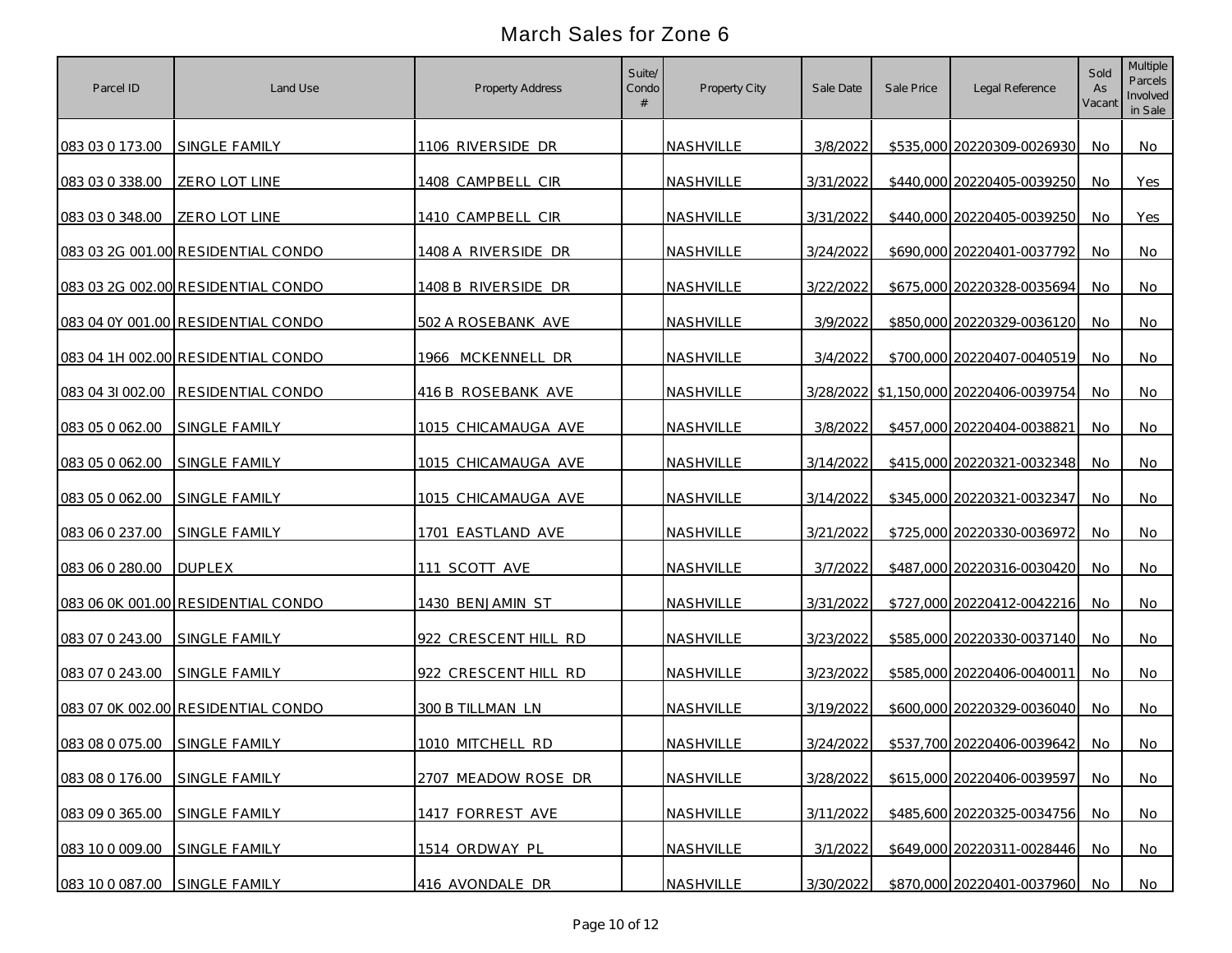# March Sales for Zone 6

| Parcel ID | Land Use | Property Address | Suite/ Condo # | Property City | Sale Date | Sale Price | Legal Reference | Sold As Vacant | Multiple Parcels Involved in Sale |
|---|---|---|---|---|---|---|---|---|---|
| 083 03 0 173.00 | SINGLE FAMILY | 1106 RIVERSIDE DR | | NASHVILLE | 3/8/2022 | $535,000 | 20220309-0026930 | No | No |
| 083 03 0 338.00 | ZERO LOT LINE | 1408 CAMPBELL CIR | | NASHVILLE | 3/31/2022 | $440,000 | 20220405-0039250 | No | Yes |
| 083 03 0 348.00 | ZERO LOT LINE | 1410 CAMPBELL CIR | | NASHVILLE | 3/31/2022 | $440,000 | 20220405-0039250 | No | Yes |
| 083 03 2G 001.00 | RESIDENTIAL CONDO | 1408 A RIVERSIDE DR | | NASHVILLE | 3/24/2022 | $690,000 | 20220401-0037792 | No | No |
| 083 03 2G 002.00 | RESIDENTIAL CONDO | 1408 B RIVERSIDE DR | | NASHVILLE | 3/22/2022 | $675,000 | 20220328-0035694 | No | No |
| 083 04 0Y 001.00 | RESIDENTIAL CONDO | 502 A ROSEBANK AVE | | NASHVILLE | 3/9/2022 | $850,000 | 20220329-0036120 | No | No |
| 083 04 1H 002.00 | RESIDENTIAL CONDO | 1966 MCKENNELL DR | | NASHVILLE | 3/4/2022 | $700,000 | 20220407-0040519 | No | No |
| 083 04 3I 002.00 | RESIDENTIAL CONDO | 416 B ROSEBANK AVE | | NASHVILLE | 3/28/2022 | $1,150,000 | 20220406-0039754 | No | No |
| 083 05 0 062.00 | SINGLE FAMILY | 1015 CHICAMAUGA AVE | | NASHVILLE | 3/8/2022 | $457,000 | 20220404-0038821 | No | No |
| 083 05 0 062.00 | SINGLE FAMILY | 1015 CHICAMAUGA AVE | | NASHVILLE | 3/14/2022 | $415,000 | 20220321-0032348 | No | No |
| 083 05 0 062.00 | SINGLE FAMILY | 1015 CHICAMAUGA AVE | | NASHVILLE | 3/14/2022 | $345,000 | 20220321-0032347 | No | No |
| 083 06 0 237.00 | SINGLE FAMILY | 1701 EASTLAND AVE | | NASHVILLE | 3/21/2022 | $725,000 | 20220330-0036972 | No | No |
| 083 06 0 280.00 | DUPLEX | 111 SCOTT AVE | | NASHVILLE | 3/7/2022 | $487,000 | 20220316-0030420 | No | No |
| 083 06 0K 001.00 | RESIDENTIAL CONDO | 1430 BENJAMIN ST | | NASHVILLE | 3/31/2022 | $727,000 | 20220412-0042216 | No | No |
| 083 07 0 243.00 | SINGLE FAMILY | 922 CRESCENT HILL RD | | NASHVILLE | 3/23/2022 | $585,000 | 20220330-0037140 | No | No |
| 083 07 0 243.00 | SINGLE FAMILY | 922 CRESCENT HILL RD | | NASHVILLE | 3/23/2022 | $585,000 | 20220406-0040011 | No | No |
| 083 07 0K 002.00 | RESIDENTIAL CONDO | 300 B TILLMAN LN | | NASHVILLE | 3/19/2022 | $600,000 | 20220329-0036040 | No | No |
| 083 08 0 075.00 | SINGLE FAMILY | 1010 MITCHELL RD | | NASHVILLE | 3/24/2022 | $537,700 | 20220406-0039642 | No | No |
| 083 08 0 176.00 | SINGLE FAMILY | 2707 MEADOW ROSE DR | | NASHVILLE | 3/28/2022 | $615,000 | 20220406-0039597 | No | No |
| 083 09 0 365.00 | SINGLE FAMILY | 1417 FORREST AVE | | NASHVILLE | 3/11/2022 | $485,600 | 20220325-0034756 | No | No |
| 083 10 0 009.00 | SINGLE FAMILY | 1514 ORDWAY PL | | NASHVILLE | 3/1/2022 | $649,000 | 20220311-0028446 | No | No |
| 083 10 0 087.00 | SINGLE FAMILY | 416 AVONDALE DR | | NASHVILLE | 3/30/2022 | $870,000 | 20220401-0037960 | No | No |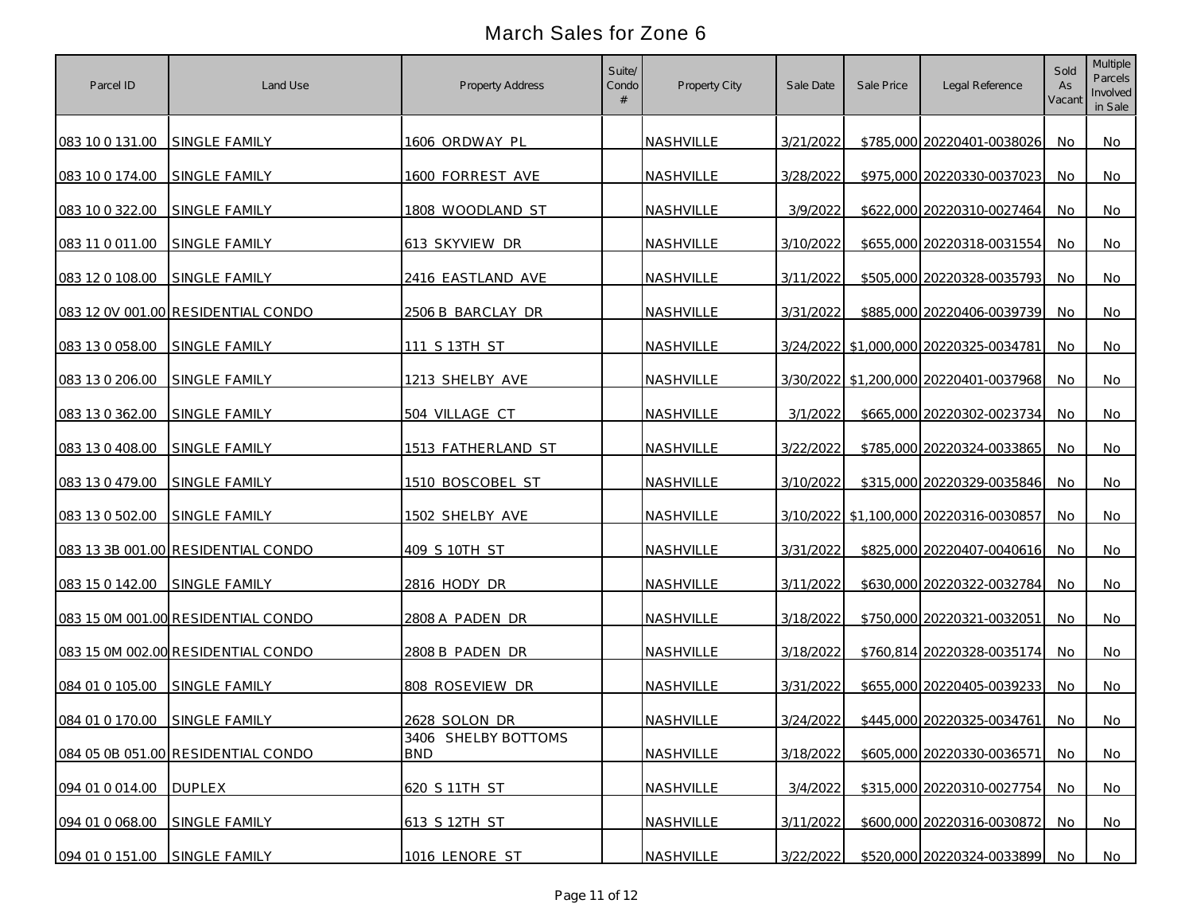# March Sales for Zone 6

| Parcel ID | Land Use | Property Address | Suite/ Condo # | Property City | Sale Date | Sale Price | Legal Reference | Sold As Vacant | Multiple Parcels Involved in Sale |
|---|---|---|---|---|---|---|---|---|---|
| 083 10 0 131.00 | SINGLE FAMILY | 1606 ORDWAY PL | | NASHVILLE | 3/21/2022 | $785,000 | 20220401-0038026 | No | No |
| 083 10 0 174.00 | SINGLE FAMILY | 1600 FORREST AVE | | NASHVILLE | 3/28/2022 | $975,000 | 20220330-0037023 | No | No |
| 083 10 0 322.00 | SINGLE FAMILY | 1808 WOODLAND ST | | NASHVILLE | 3/9/2022 | $622,000 | 20220310-0027464 | No | No |
| 083 11 0 011.00 | SINGLE FAMILY | 613 SKYVIEW DR | | NASHVILLE | 3/10/2022 | $655,000 | 20220318-0031554 | No | No |
| 083 12 0 108.00 | SINGLE FAMILY | 2416 EASTLAND AVE | | NASHVILLE | 3/11/2022 | $505,000 | 20220328-0035793 | No | No |
| 083 12 0V 001.00 | RESIDENTIAL CONDO | 2506 B BARCLAY DR | | NASHVILLE | 3/31/2022 | $885,000 | 20220406-0039739 | No | No |
| 083 13 0 058.00 | SINGLE FAMILY | 111 S 13TH ST | | NASHVILLE | 3/24/2022 | $1,000,000 | 20220325-0034781 | No | No |
| 083 13 0 206.00 | SINGLE FAMILY | 1213 SHELBY AVE | | NASHVILLE | 3/30/2022 | $1,200,000 | 20220401-0037968 | No | No |
| 083 13 0 362.00 | SINGLE FAMILY | 504 VILLAGE CT | | NASHVILLE | 3/1/2022 | $665,000 | 20220302-0023734 | No | No |
| 083 13 0 408.00 | SINGLE FAMILY | 1513 FATHERLAND ST | | NASHVILLE | 3/22/2022 | $785,000 | 20220324-0033865 | No | No |
| 083 13 0 479.00 | SINGLE FAMILY | 1510 BOSCOBEL ST | | NASHVILLE | 3/10/2022 | $315,000 | 20220329-0035846 | No | No |
| 083 13 0 502.00 | SINGLE FAMILY | 1502 SHELBY AVE | | NASHVILLE | 3/10/2022 | $1,100,000 | 20220316-0030857 | No | No |
| 083 13 3B 001.00 | RESIDENTIAL CONDO | 409 S 10TH ST | | NASHVILLE | 3/31/2022 | $825,000 | 20220407-0040616 | No | No |
| 083 15 0 142.00 | SINGLE FAMILY | 2816 HODY DR | | NASHVILLE | 3/11/2022 | $630,000 | 20220322-0032784 | No | No |
| 083 15 0M 001.00 | RESIDENTIAL CONDO | 2808 A PADEN DR | | NASHVILLE | 3/18/2022 | $750,000 | 20220321-0032051 | No | No |
| 083 15 0M 002.00 | RESIDENTIAL CONDO | 2808 B PADEN DR | | NASHVILLE | 3/18/2022 | $760,814 | 20220328-0035174 | No | No |
| 084 01 0 105.00 | SINGLE FAMILY | 808 ROSEVIEW DR | | NASHVILLE | 3/31/2022 | $655,000 | 20220405-0039233 | No | No |
| 084 01 0 170.00 | SINGLE FAMILY | 2628 SOLON DR | | NASHVILLE | 3/24/2022 | $445,000 | 20220325-0034761 | No | No |
| 084 05 0B 051.00 | RESIDENTIAL CONDO | 3406 SHELBY BOTTOMS BND | | NASHVILLE | 3/18/2022 | $605,000 | 20220330-0036571 | No | No |
| 094 01 0 014.00 | DUPLEX | 620 S 11TH ST | | NASHVILLE | 3/4/2022 | $315,000 | 20220310-0027754 | No | No |
| 094 01 0 068.00 | SINGLE FAMILY | 613 S 12TH ST | | NASHVILLE | 3/11/2022 | $600,000 | 20220316-0030872 | No | No |
| 094 01 0 151.00 | SINGLE FAMILY | 1016 LENORE ST | | NASHVILLE | 3/22/2022 | $520,000 | 20220324-0033899 | No | No |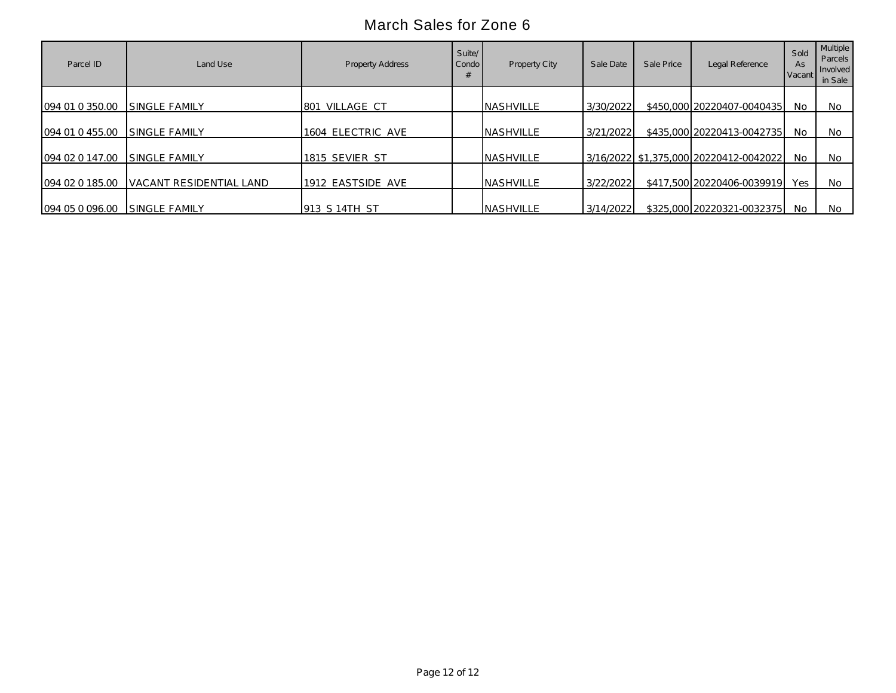# March Sales for Zone 6

| Parcel ID | Land Use | Property Address | Suite/ Condo # | Property City | Sale Date | Sale Price | Legal Reference | Sold As Vacant | Multiple Parcels Involved in Sale |
|---|---|---|---|---|---|---|---|---|---|
| 094 01 0 350.00 | SINGLE FAMILY | 801 VILLAGE CT | | NASHVILLE | 3/30/2022 | $450,000 | 20220407-0040435 | No | No |
| 094 01 0 455.00 | SINGLE FAMILY | 1604 ELECTRIC AVE | | NASHVILLE | 3/21/2022 | $435,000 | 20220413-0042735 | No | No |
| 094 02 0 147.00 | SINGLE FAMILY | 1815 SEVIER ST | | NASHVILLE | 3/16/2022 | $1,375,000 | 20220412-0042022 | No | No |
| 094 02 0 185.00 | VACANT RESIDENTIAL LAND | 1912 EASTSIDE AVE | | NASHVILLE | 3/22/2022 | $417,500 | 20220406-0039919 | Yes | No |
| 094 05 0 096.00 | SINGLE FAMILY | 913 S 14TH ST | | NASHVILLE | 3/14/2022 | $325,000 | 20220321-0032375 | No | No |